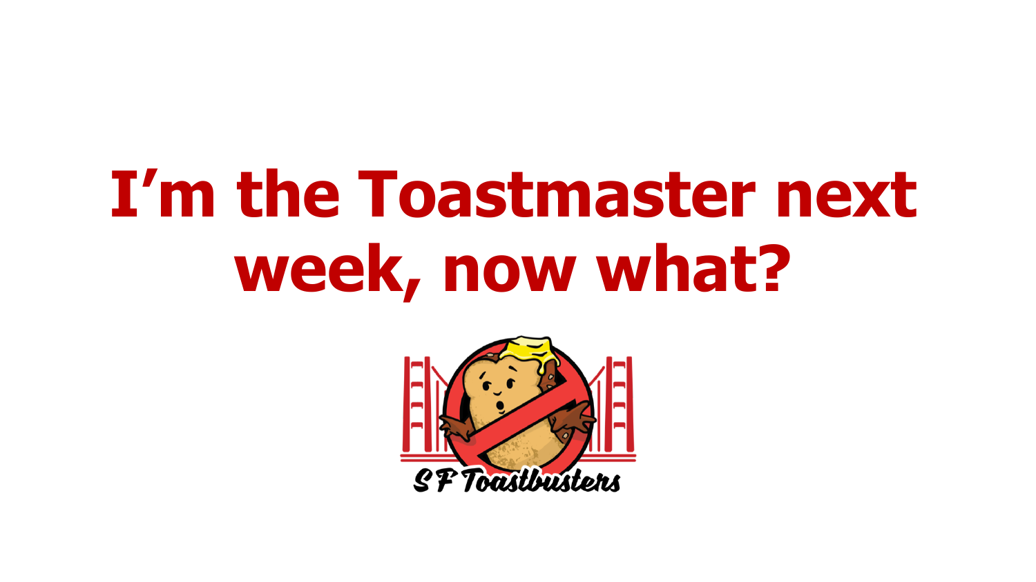# I’m the Toastmaster next week, now what?

SF Toastbusters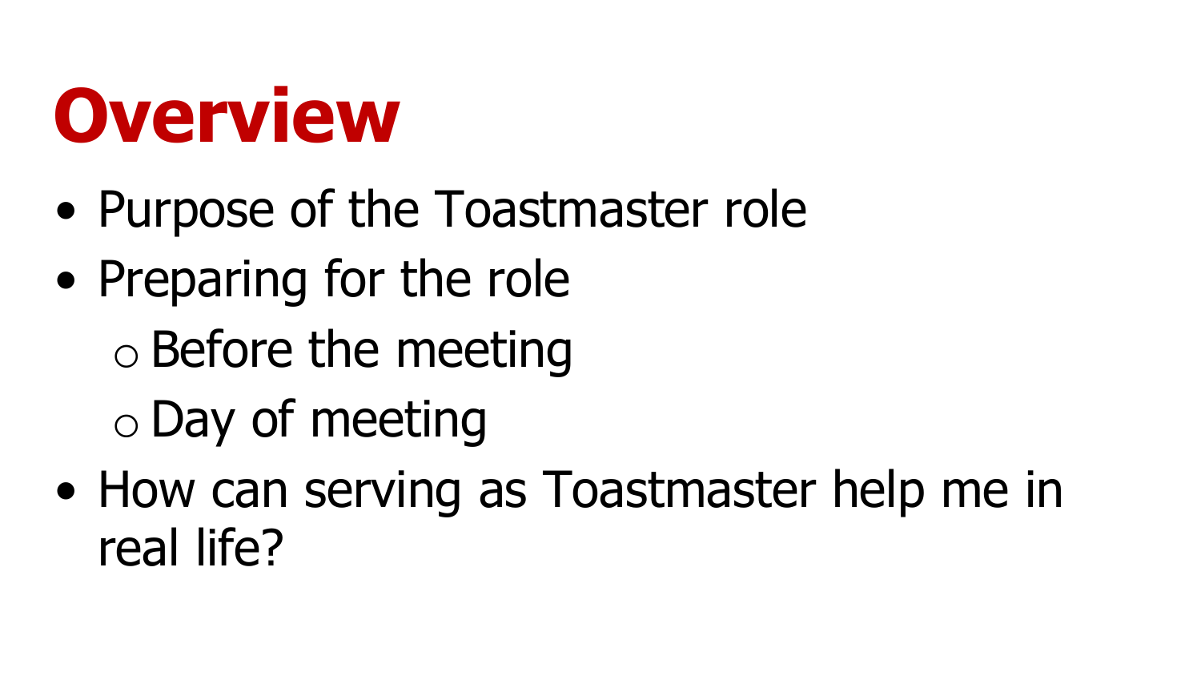# Overview

- Purpose of the Toastmaster role
- Preparing for the role
    - Before the meeting
    - Day of meeting
- How can serving as Toastmaster help me in real life?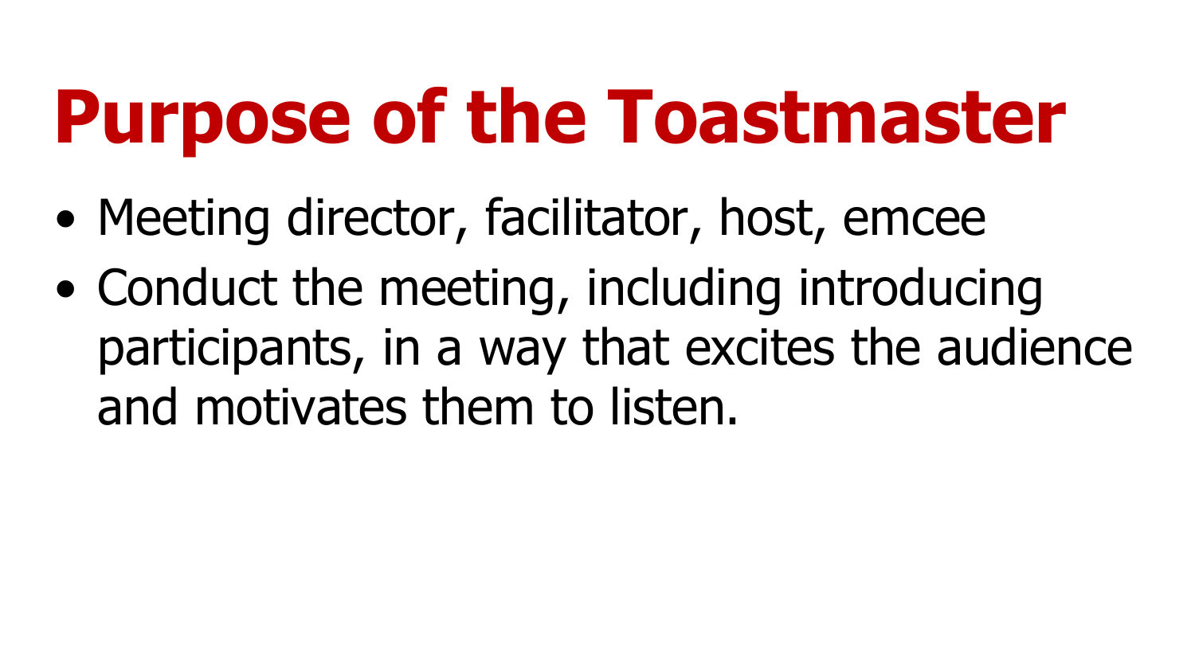# Purpose of the Toastmaster

- Meeting director, facilitator, host, emcee
- Conduct the meeting, including introducing participants, in a way that excites the audience and motivates them to listen.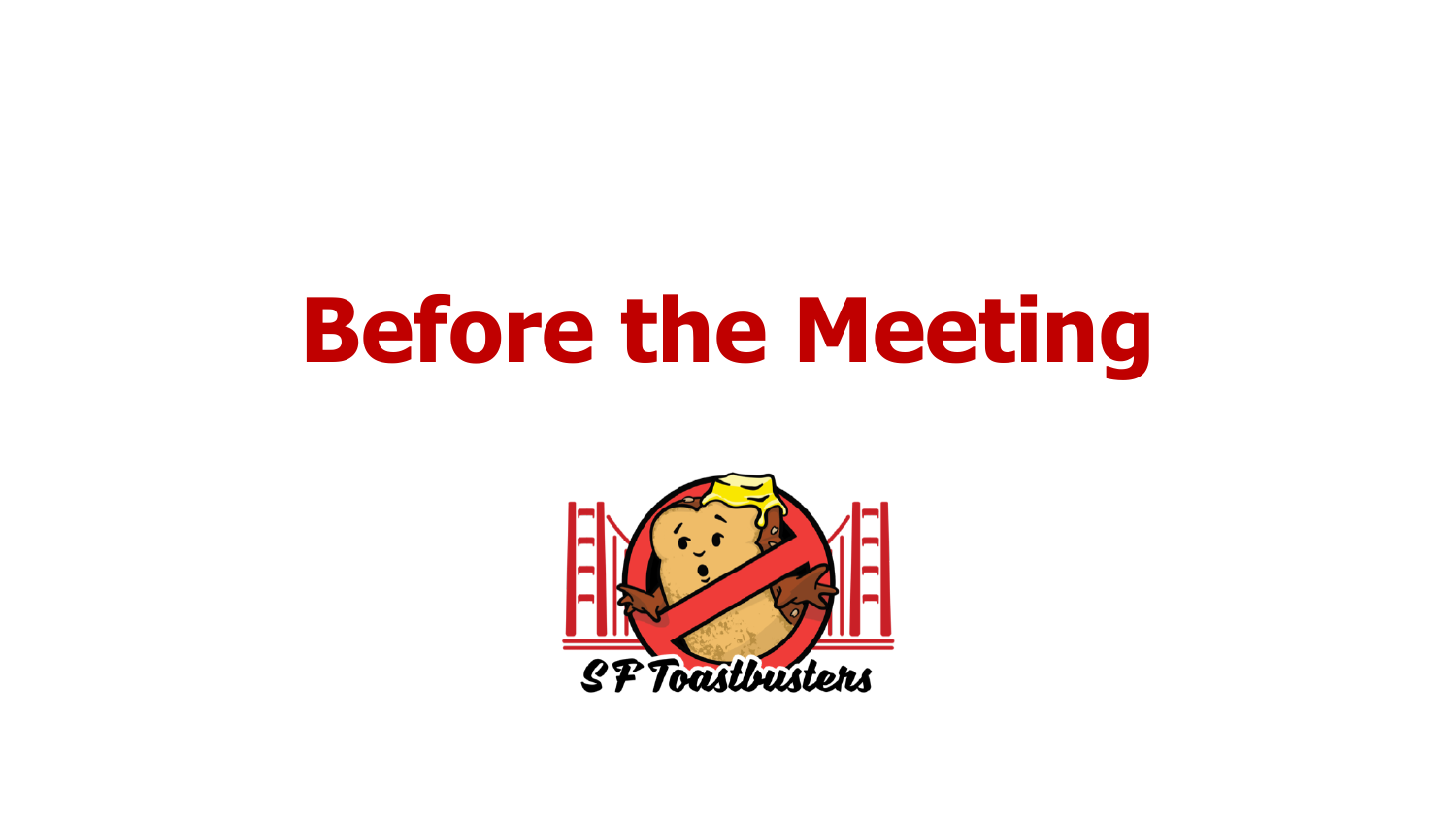# Before the Meeting

SF Toastbusters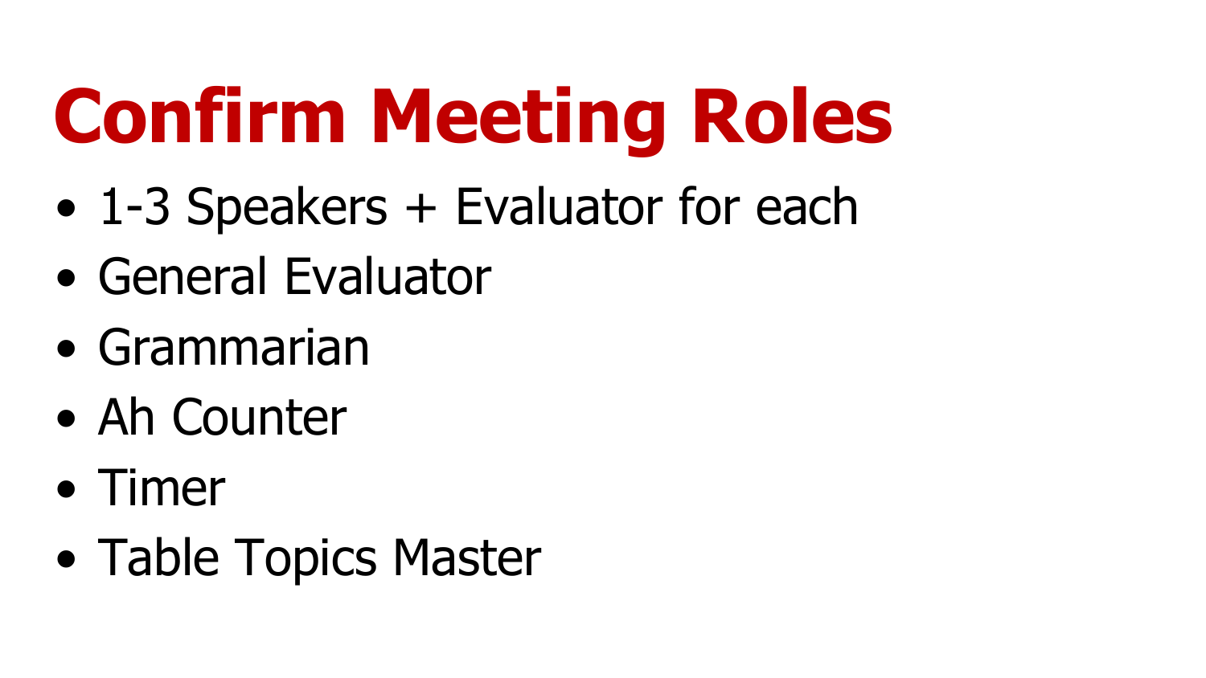# Confirm Meeting Roles

- 1-3 Speakers + Evaluator for each
- General Evaluator
- Grammarian
- Ah Counter
- Timer
- Table Topics Master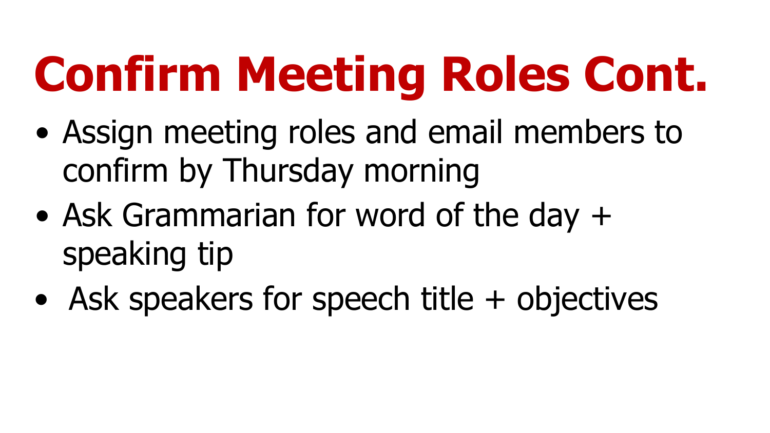# Confirm Meeting Roles Cont.

- Assign meeting roles and email members to confirm by Thursday morning
- Ask Grammarian for word of the day + speaking tip
- Ask speakers for speech title + objectives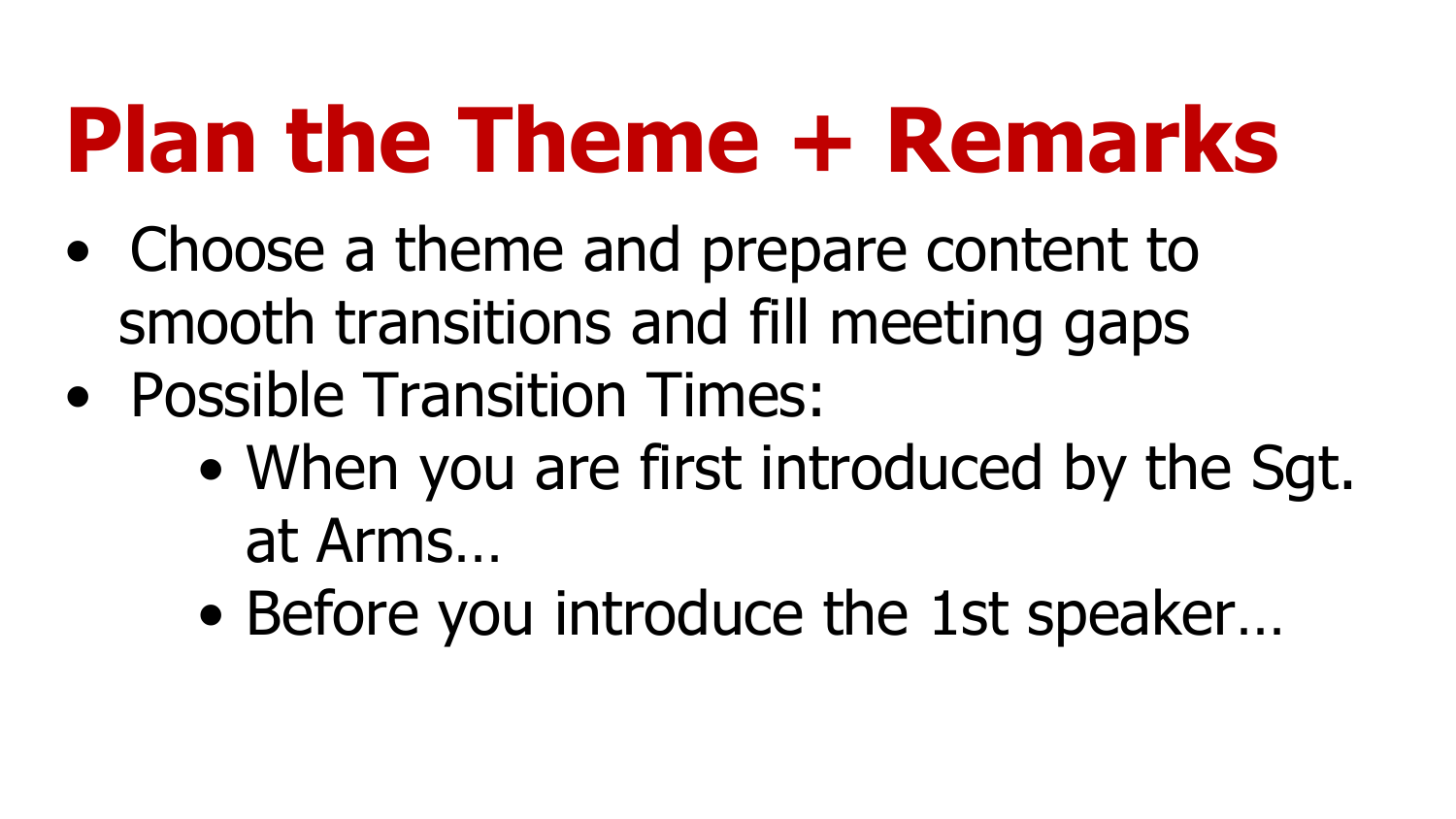# Plan the Theme + Remarks

- Choose a theme and prepare content to smooth transitions and fill meeting gaps
- Possible Transition Times:
    - When you are first introduced by the Sgt. at Arms…
    - Before you introduce the 1st speaker…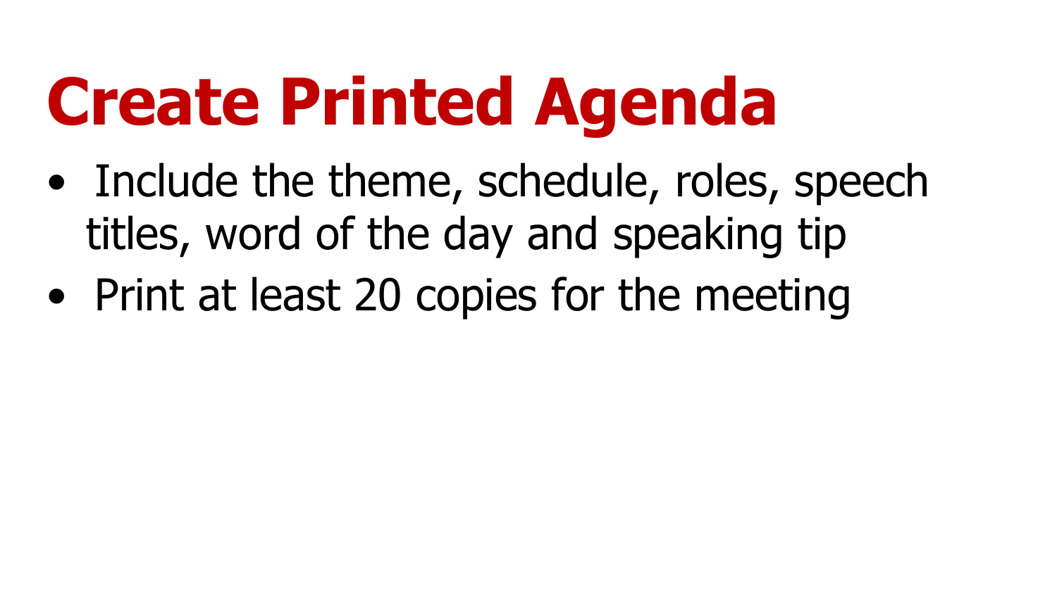# Create Printed Agenda

- Include the theme, schedule, roles, speech titles, word of the day and speaking tip
- Print at least 20 copies for the meeting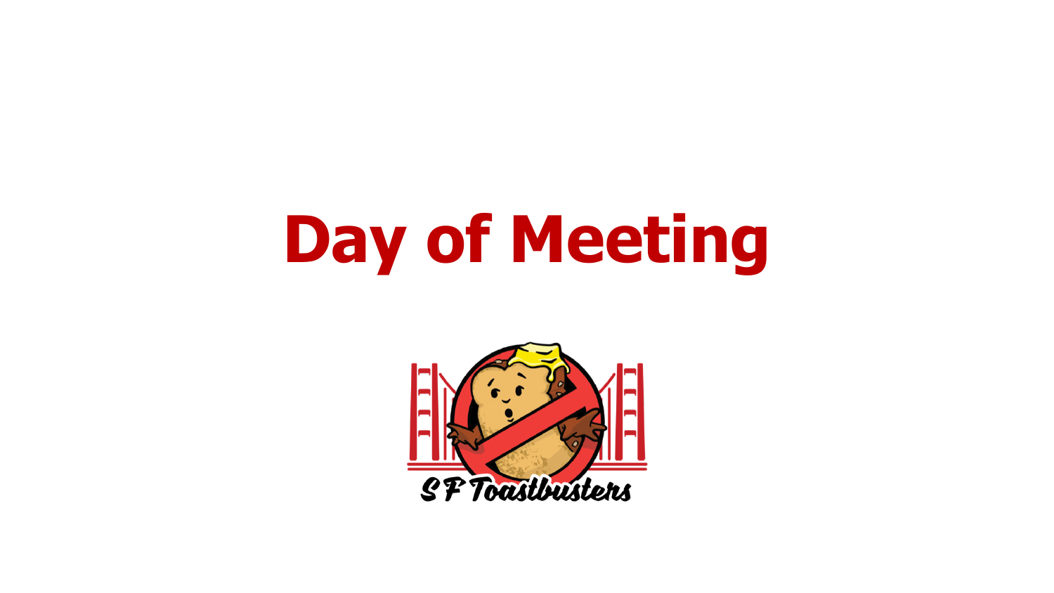# Day of Meeting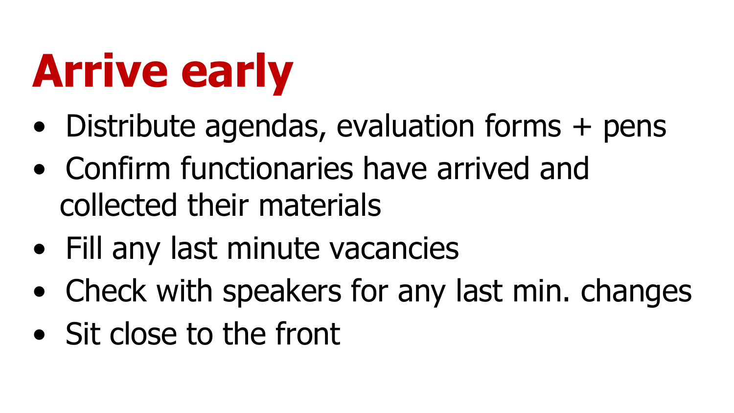# Arrive early

- Distribute agendas, evaluation forms + pens
- Confirm functionaries have arrived and collected their materials
- Fill any last minute vacancies
- Check with speakers for any last min. changes
- Sit close to the front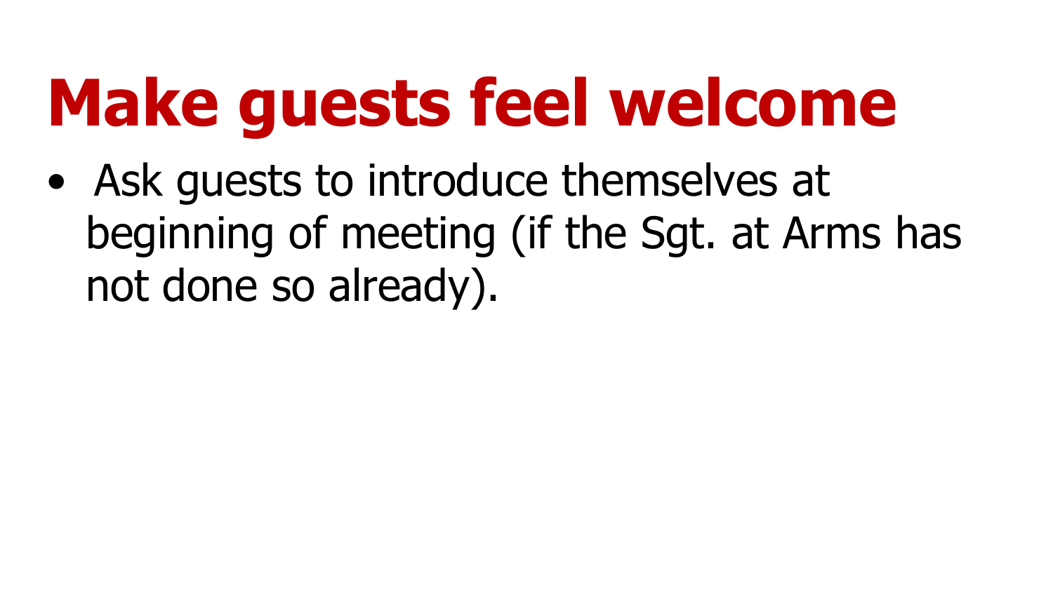# Make guests feel welcome

- Ask guests to introduce themselves at beginning of meeting (if the Sgt. at Arms has not done so already).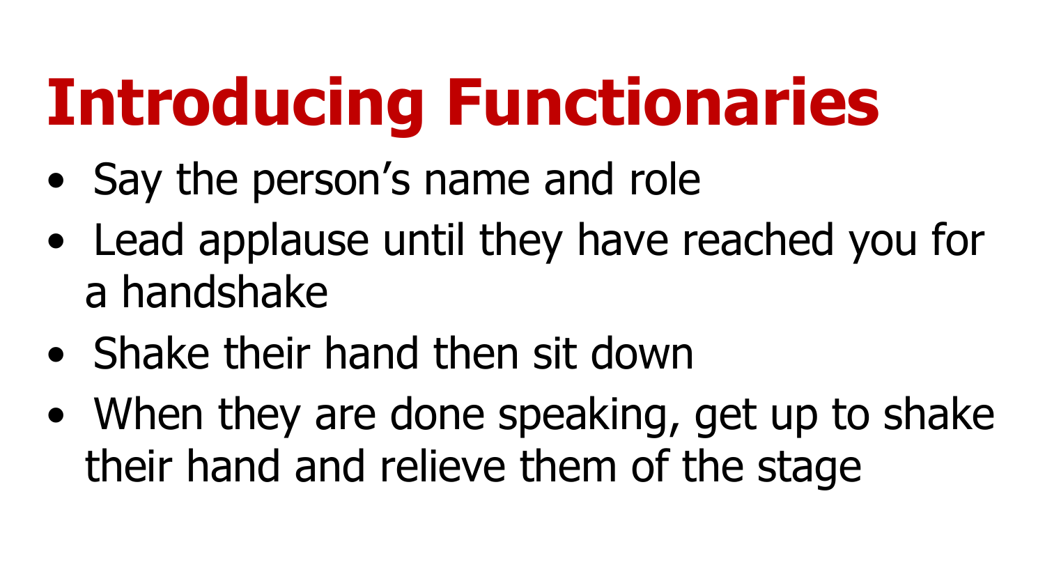# Introducing Functionaries

- Say the person's name and role
- Lead applause until they have reached you for a handshake
- Shake their hand then sit down
- When they are done speaking, get up to shake their hand and relieve them of the stage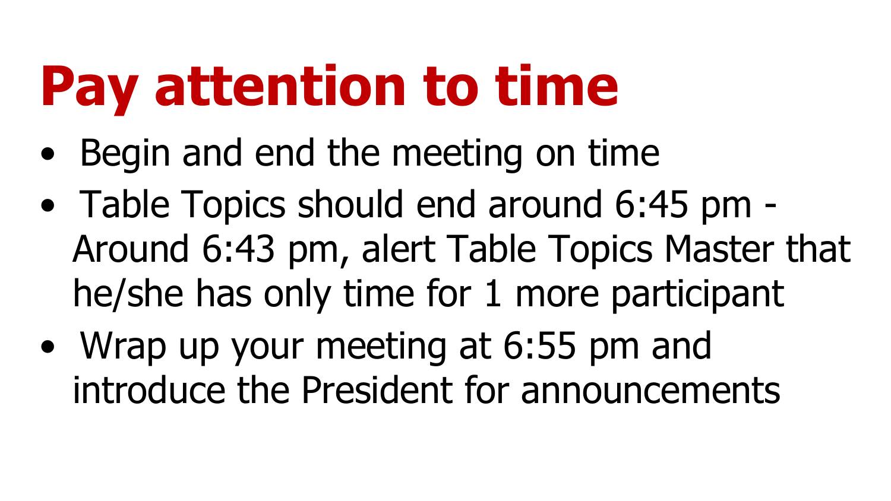# Pay attention to time

- Begin and end the meeting on time
- Table Topics should end around 6:45 pm - Around 6:43 pm, alert Table Topics Master that he/she has only time for 1 more participant
- Wrap up your meeting at 6:55 pm and introduce the President for announcements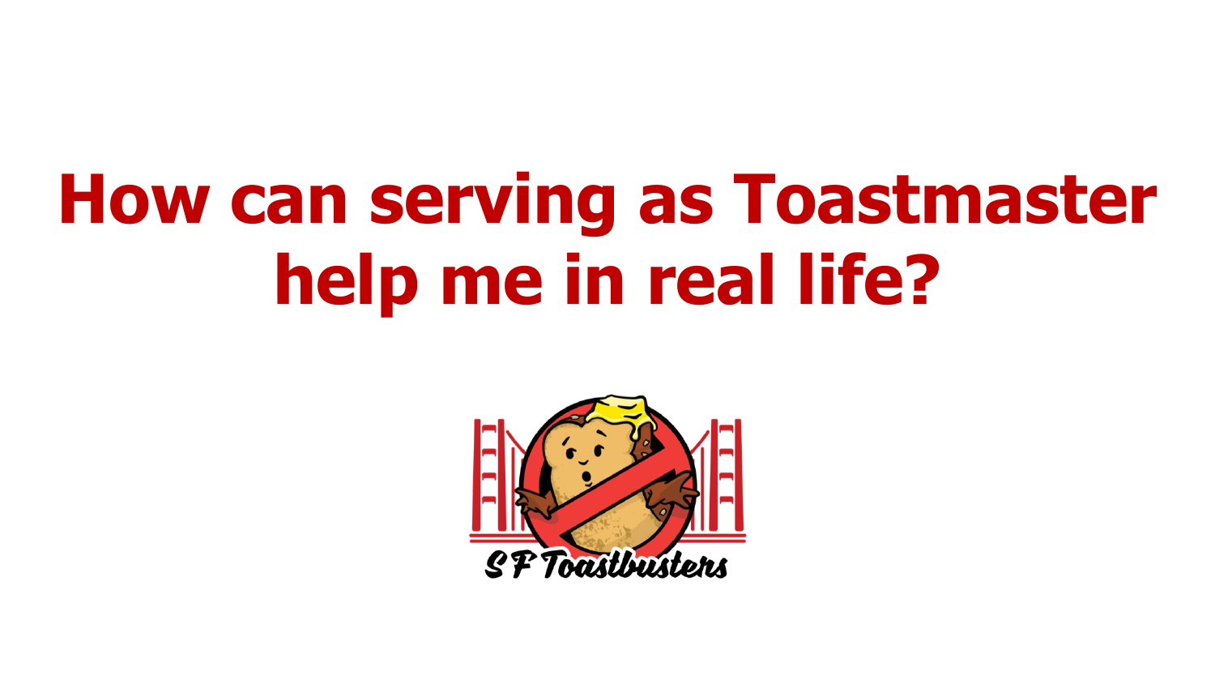# How can serving as Toastmaster help me in real life?

SF Toastbusters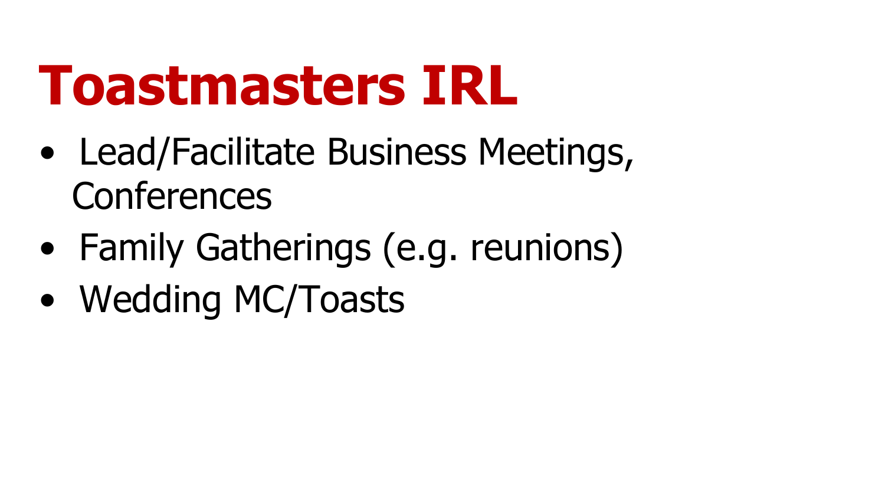# Toastmasters IRL

- Lead/Facilitate Business Meetings, Conferences
- Family Gatherings (e.g. reunions)
- Wedding MC/Toasts